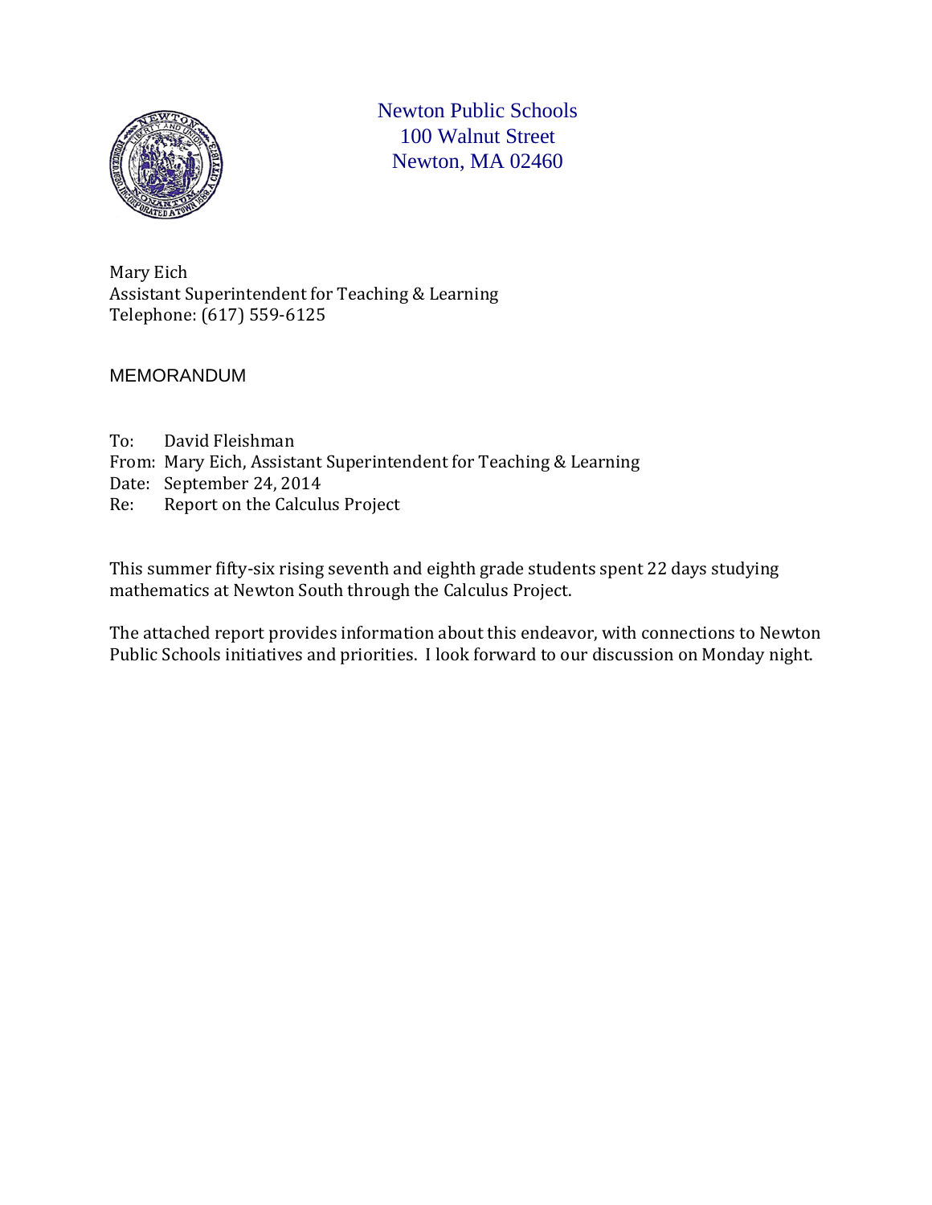Newton Public Schools
100 Walnut Street
Newton, MA 02460

Mary Eich
Assistant Superintendent for Teaching & Learning
Telephone: (617) 559-6125

MEMORANDUM

To: David Fleishman
From: Mary Eich, Assistant Superintendent for Teaching & Learning
Date: September 24, 2014
Re: Report on the Calculus Project

This summer fifty-six rising seventh and eighth grade students spent 22 days studying mathematics at Newton South through the Calculus Project.

The attached report provides information about this endeavor, with connections to Newton Public Schools initiatives and priorities. I look forward to our discussion on Monday night.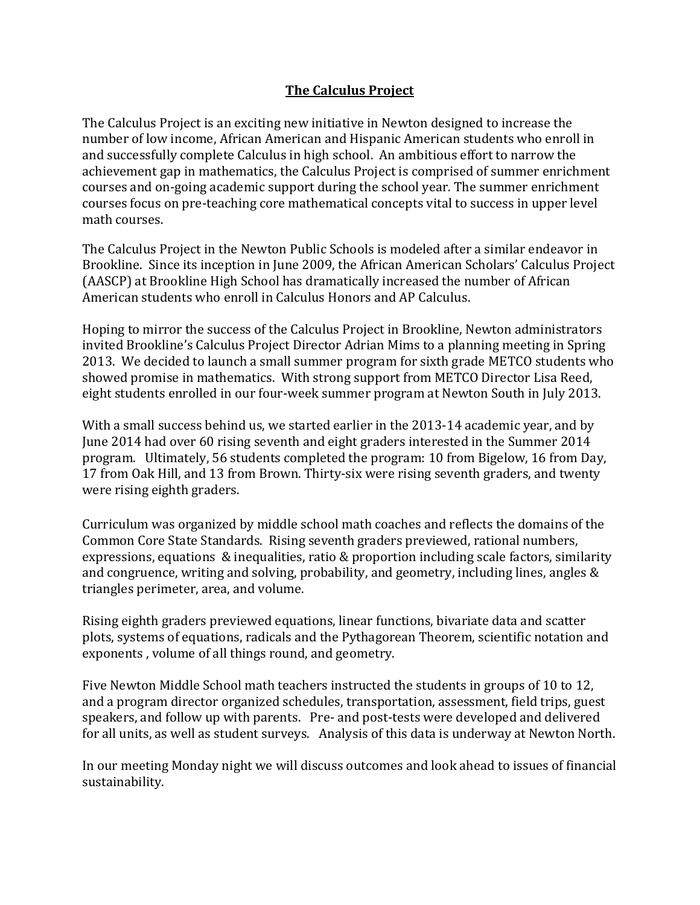# **The Calculus Project**

The Calculus Project is an exciting new initiative in Newton designed to increase the number of low income, African American and Hispanic American students who enroll in and successfully complete Calculus in high school. An ambitious effort to narrow the achievement gap in mathematics, the Calculus Project is comprised of summer enrichment courses and on-going academic support during the school year. The summer enrichment courses focus on pre-teaching core mathematical concepts vital to success in upper level math courses.

The Calculus Project in the Newton Public Schools is modeled after a similar endeavor in Brookline. Since its inception in June 2009, the African American Scholars' Calculus Project (AASCP) at Brookline High School has dramatically increased the number of African American students who enroll in Calculus Honors and AP Calculus.

Hoping to mirror the success of the Calculus Project in Brookline, Newton administrators invited Brookline's Calculus Project Director Adrian Mims to a planning meeting in Spring 2013. We decided to launch a small summer program for sixth grade METCO students who showed promise in mathematics. With strong support from METCO Director Lisa Reed, eight students enrolled in our four-week summer program at Newton South in July 2013.

With a small success behind us, we started earlier in the 2013-14 academic year, and by June 2014 had over 60 rising seventh and eight graders interested in the Summer 2014 program. Ultimately, 56 students completed the program: 10 from Bigelow, 16 from Day, 17 from Oak Hill, and 13 from Brown. Thirty-six were rising seventh graders, and twenty were rising eighth graders.

Curriculum was organized by middle school math coaches and reflects the domains of the Common Core State Standards. Rising seventh graders previewed, rational numbers, expressions, equations & inequalities, ratio & proportion including scale factors, similarity and congruence, writing and solving, probability, and geometry, including lines, angles & triangles perimeter, area, and volume.

Rising eighth graders previewed equations, linear functions, bivariate data and scatter plots, systems of equations, radicals and the Pythagorean Theorem, scientific notation and exponents , volume of all things round, and geometry.

Five Newton Middle School math teachers instructed the students in groups of 10 to 12, and a program director organized schedules, transportation, assessment, field trips, guest speakers, and follow up with parents. Pre- and post-tests were developed and delivered for all units, as well as student surveys. Analysis of this data is underway at Newton North.

In our meeting Monday night we will discuss outcomes and look ahead to issues of financial sustainability.